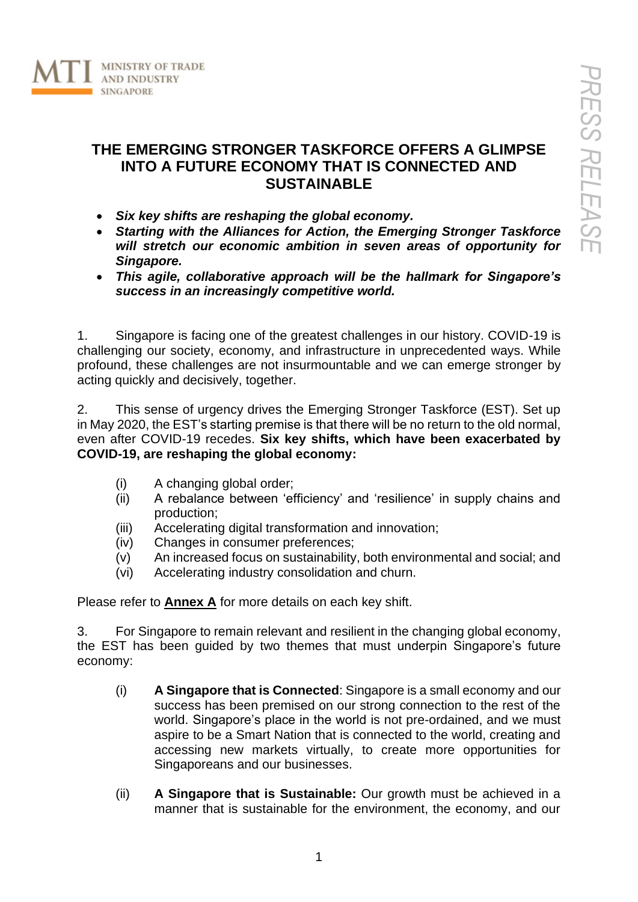MINISTRY OF TRADE AND INDUSTRY SINGAPORE

# THE EMERGING STRONGER TASKFORCE OFFERS A GLIMPSE INTO A FUTURE ECONOMY THAT IS CONNECTED AND SUSTAINABLE

- ***Six key shifts are reshaping the global economy.***
- ***Starting with the Alliances for Action, the Emerging Stronger Taskforce will stretch our economic ambition in seven areas of opportunity for Singapore.***
- ***This agile, collaborative approach will be the hallmark for Singapore's success in an increasingly competitive world.***

1. Singapore is facing one of the greatest challenges in our history. COVID-19 is challenging our society, economy, and infrastructure in unprecedented ways. While profound, these challenges are not insurmountable and we can emerge stronger by acting quickly and decisively, together.

2. This sense of urgency drives the Emerging Stronger Taskforce (EST). Set up in May 2020, the EST's starting premise is that there will be no return to the old normal, even after COVID-19 recedes. **Six key shifts, which have been exacerbated by COVID-19, are reshaping the global economy:**

   (i) A changing global order;
   (ii) A rebalance between 'efficiency' and 'resilience' in supply chains and production;
   (iii) Accelerating digital transformation and innovation;
   (iv) Changes in consumer preferences;
   (v) An increased focus on sustainability, both environmental and social; and
   (vi) Accelerating industry consolidation and churn.

Please refer to **Annex A** for more details on each key shift.

3. For Singapore to remain relevant and resilient in the changing global economy, the EST has been guided by two themes that must underpin Singapore's future economy:

   (i) **A Singapore that is Connected**: Singapore is a small economy and our success has been premised on our strong connection to the rest of the world. Singapore's place in the world is not pre-ordained, and we must aspire to be a Smart Nation that is connected to the world, creating and accessing new markets virtually, to create more opportunities for Singaporeans and our businesses.

   (ii) **A Singapore that is Sustainable:** Our growth must be achieved in a manner that is sustainable for the environment, the economy, and our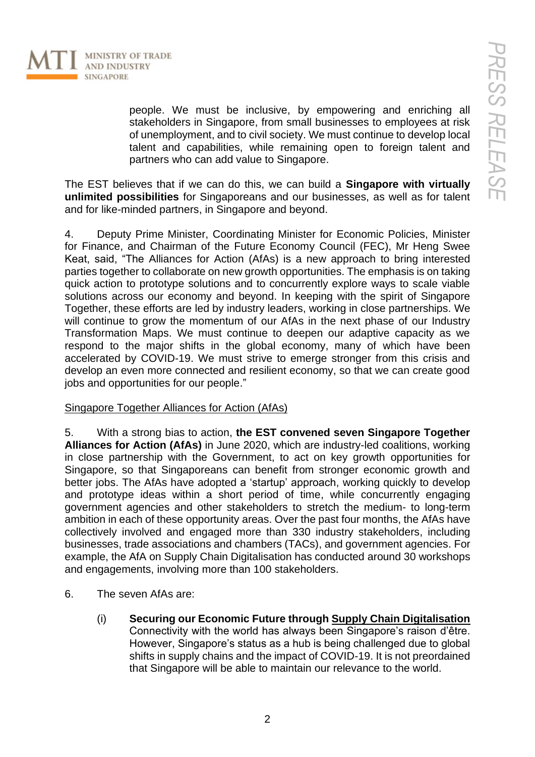people. We must be inclusive, by empowering and enriching all stakeholders in Singapore, from small businesses to employees at risk of unemployment, and to civil society. We must continue to develop local talent and capabilities, while remaining open to foreign talent and partners who can add value to Singapore.

The EST believes that if we can do this, we can build a **Singapore with virtually unlimited possibilities** for Singaporeans and our businesses, as well as for talent and for like-minded partners, in Singapore and beyond.

4. Deputy Prime Minister, Coordinating Minister for Economic Policies, Minister for Finance, and Chairman of the Future Economy Council (FEC), Mr Heng Swee Keat, said, "The Alliances for Action (AfAs) is a new approach to bring interested parties together to collaborate on new growth opportunities. The emphasis is on taking quick action to prototype solutions and to concurrently explore ways to scale viable solutions across our economy and beyond. In keeping with the spirit of Singapore Together, these efforts are led by industry leaders, working in close partnerships. We will continue to grow the momentum of our AfAs in the next phase of our Industry Transformation Maps. We must continue to deepen our adaptive capacity as we respond to the major shifts in the global economy, many of which have been accelerated by COVID-19. We must strive to emerge stronger from this crisis and develop an even more connected and resilient economy, so that we can create good jobs and opportunities for our people."

<u>Singapore Together Alliances for Action (AfAs)</u>

5. With a strong bias to action, **the EST convened seven Singapore Together Alliances for Action (AfAs)** in June 2020, which are industry-led coalitions, working in close partnership with the Government, to act on key growth opportunities for Singapore, so that Singaporeans can benefit from stronger economic growth and better jobs. The AfAs have adopted a 'startup' approach, working quickly to develop and prototype ideas within a short period of time, while concurrently engaging government agencies and other stakeholders to stretch the medium- to long-term ambition in each of these opportunity areas. Over the past four months, the AfAs have collectively involved and engaged more than 330 industry stakeholders, including businesses, trade associations and chambers (TACs), and government agencies. For example, the AfA on Supply Chain Digitalisation has conducted around 30 workshops and engagements, involving more than 100 stakeholders.

6. The seven AfAs are:

(i) **Securing our Economic Future through <u>Supply Chain Digitalisation</u>**
Connectivity with the world has always been Singapore's raison d'être. However, Singapore's status as a hub is being challenged due to global shifts in supply chains and the impact of COVID-19. It is not preordained that Singapore will be able to maintain our relevance to the world.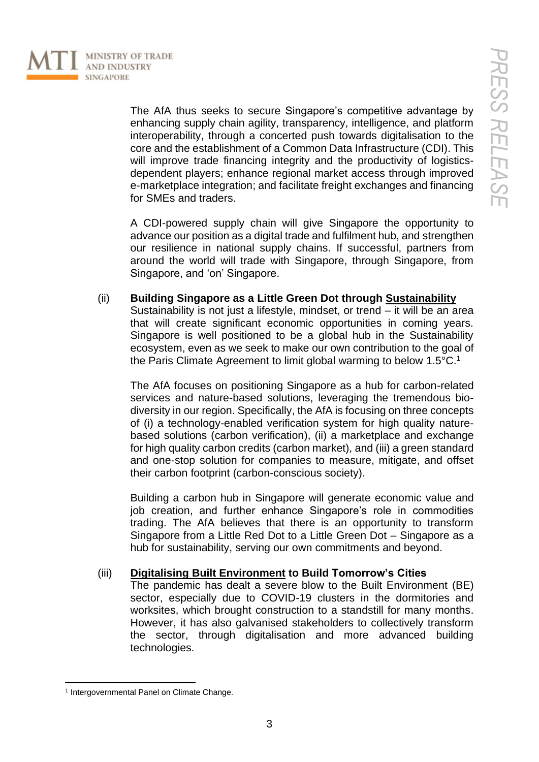The AfA thus seeks to secure Singapore's competitive advantage by enhancing supply chain agility, transparency, intelligence, and platform interoperability, through a concerted push towards digitalisation to the core and the establishment of a Common Data Infrastructure (CDI). This will improve trade financing integrity and the productivity of logistics-dependent players; enhance regional market access through improved e-marketplace integration; and facilitate freight exchanges and financing for SMEs and traders.

A CDI-powered supply chain will give Singapore the opportunity to advance our position as a digital trade and fulfilment hub, and strengthen our resilience in national supply chains. If successful, partners from around the world will trade with Singapore, through Singapore, from Singapore, and 'on' Singapore.

(ii) **Building Singapore as a Little Green Dot through <u>Sustainability</u>**

Sustainability is not just a lifestyle, mindset, or trend – it will be an area that will create significant economic opportunities in coming years. Singapore is well positioned to be a global hub in the Sustainability ecosystem, even as we seek to make our own contribution to the goal of the Paris Climate Agreement to limit global warming to below 1.5°C.[1]

The AfA focuses on positioning Singapore as a hub for carbon-related services and nature-based solutions, leveraging the tremendous bio-diversity in our region. Specifically, the AfA is focusing on three concepts of (i) a technology-enabled verification system for high quality nature-based solutions (carbon verification), (ii) a marketplace and exchange for high quality carbon credits (carbon market), and (iii) a green standard and one-stop solution for companies to measure, mitigate, and offset their carbon footprint (carbon-conscious society).

Building a carbon hub in Singapore will generate economic value and job creation, and further enhance Singapore's role in commodities trading. The AfA believes that there is an opportunity to transform Singapore from a Little Red Dot to a Little Green Dot – Singapore as a hub for sustainability, serving our own commitments and beyond.

(iii) **<u>Digitalising Built Environment</u> to Build Tomorrow's Cities**

The pandemic has dealt a severe blow to the Built Environment (BE) sector, especially due to COVID-19 clusters in the dormitories and worksites, which brought construction to a standstill for many months. However, it has also galvanised stakeholders to collectively transform the sector, through digitalisation and more advanced building technologies.

---

[1] Intergovernmental Panel on Climate Change.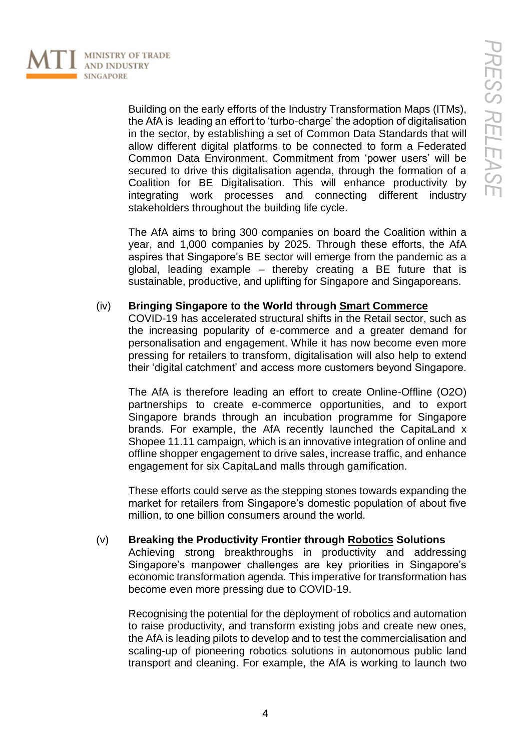Building on the early efforts of the Industry Transformation Maps (ITMs), the AfA is leading an effort to 'turbo-charge' the adoption of digitalisation in the sector, by establishing a set of Common Data Standards that will allow different digital platforms to be connected to form a Federated Common Data Environment. Commitment from 'power users' will be secured to drive this digitalisation agenda, through the formation of a Coalition for BE Digitalisation. This will enhance productivity by integrating work processes and connecting different industry stakeholders throughout the building life cycle.

The AfA aims to bring 300 companies on board the Coalition within a year, and 1,000 companies by 2025. Through these efforts, the AfA aspires that Singapore's BE sector will emerge from the pandemic as a global, leading example – thereby creating a BE future that is sustainable, productive, and uplifting for Singapore and Singaporeans.

(iv) **Bringing Singapore to the World through <u>Smart Commerce</u>**

COVID-19 has accelerated structural shifts in the Retail sector, such as the increasing popularity of e-commerce and a greater demand for personalisation and engagement. While it has now become even more pressing for retailers to transform, digitalisation will also help to extend their 'digital catchment' and access more customers beyond Singapore.

The AfA is therefore leading an effort to create Online-Offline (O2O) partnerships to create e-commerce opportunities, and to export Singapore brands through an incubation programme for Singapore brands. For example, the AfA recently launched the CapitaLand x Shopee 11.11 campaign, which is an innovative integration of online and offline shopper engagement to drive sales, increase traffic, and enhance engagement for six CapitaLand malls through gamification.

These efforts could serve as the stepping stones towards expanding the market for retailers from Singapore's domestic population of about five million, to one billion consumers around the world.

(v) **Breaking the Productivity Frontier through <u>Robotics</u> Solutions**

Achieving strong breakthroughs in productivity and addressing Singapore's manpower challenges are key priorities in Singapore's economic transformation agenda. This imperative for transformation has become even more pressing due to COVID-19.

Recognising the potential for the deployment of robotics and automation to raise productivity, and transform existing jobs and create new ones, the AfA is leading pilots to develop and to test the commercialisation and scaling-up of pioneering robotics solutions in autonomous public land transport and cleaning. For example, the AfA is working to launch two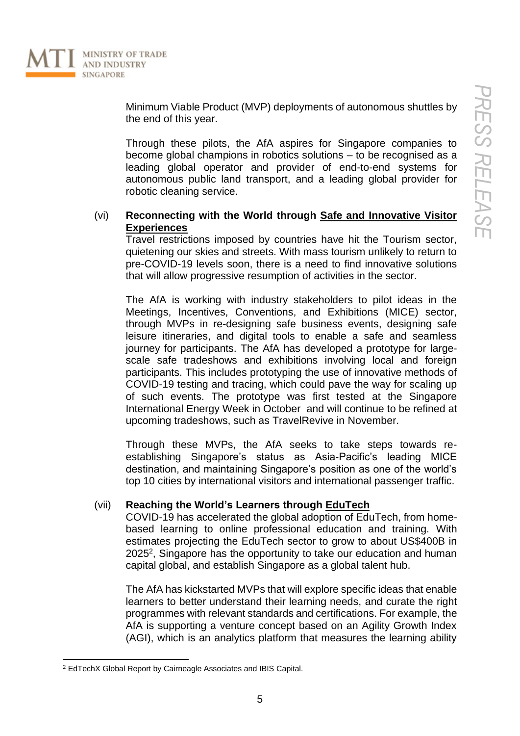Minimum Viable Product (MVP) deployments of autonomous shuttles by the end of this year.

Through these pilots, the AfA aspires for Singapore companies to become global champions in robotics solutions – to be recognised as a leading global operator and provider of end-to-end systems for autonomous public land transport, and a leading global provider for robotic cleaning service.

(vi) **Reconnecting with the World through <u>Safe and Innovative Visitor Experiences</u>**

Travel restrictions imposed by countries have hit the Tourism sector, quietening our skies and streets. With mass tourism unlikely to return to pre-COVID-19 levels soon, there is a need to find innovative solutions that will allow progressive resumption of activities in the sector.

The AfA is working with industry stakeholders to pilot ideas in the Meetings, Incentives, Conventions, and Exhibitions (MICE) sector, through MVPs in re-designing safe business events, designing safe leisure itineraries, and digital tools to enable a safe and seamless journey for participants. The AfA has developed a prototype for large-scale safe tradeshows and exhibitions involving local and foreign participants. This includes prototyping the use of innovative methods of COVID-19 testing and tracing, which could pave the way for scaling up of such events. The prototype was first tested at the Singapore International Energy Week in October and will continue to be refined at upcoming tradeshows, such as TravelRevive in November.

Through these MVPs, the AfA seeks to take steps towards re-establishing Singapore's status as Asia-Pacific's leading MICE destination, and maintaining Singapore's position as one of the world's top 10 cities by international visitors and international passenger traffic.

(vii) **Reaching the World's Learners through <u>EduTech</u>**

COVID-19 has accelerated the global adoption of EduTech, from home-based learning to online professional education and training. With estimates projecting the EduTech sector to grow to about US$400B in 2025[2], Singapore has the opportunity to take our education and human capital global, and establish Singapore as a global talent hub.

The AfA has kickstarted MVPs that will explore specific ideas that enable learners to better understand their learning needs, and curate the right programmes with relevant standards and certifications. For example, the AfA is supporting a venture concept based on an Agility Growth Index (AGI), which is an analytics platform that measures the learning ability

---

[2] EdTechX Global Report by Cairneagle Associates and IBIS Capital.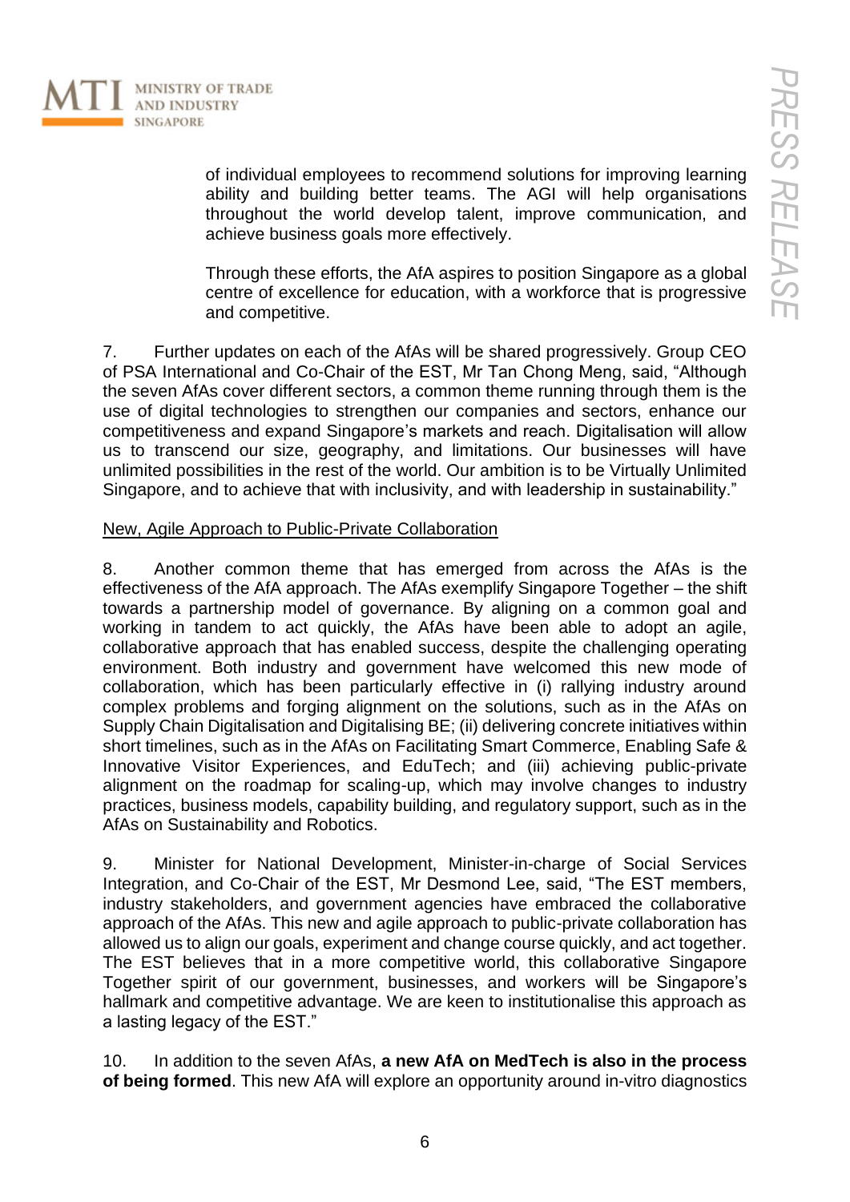of individual employees to recommend solutions for improving learning ability and building better teams. The AGI will help organisations throughout the world develop talent, improve communication, and achieve business goals more effectively.

Through these efforts, the AfA aspires to position Singapore as a global centre of excellence for education, with a workforce that is progressive and competitive.

7. Further updates on each of the AfAs will be shared progressively. Group CEO of PSA International and Co-Chair of the EST, Mr Tan Chong Meng, said, "Although the seven AfAs cover different sectors, a common theme running through them is the use of digital technologies to strengthen our companies and sectors, enhance our competitiveness and expand Singapore's markets and reach. Digitalisation will allow us to transcend our size, geography, and limitations. Our businesses will have unlimited possibilities in the rest of the world. Our ambition is to be Virtually Unlimited Singapore, and to achieve that with inclusivity, and with leadership in sustainability."

<u>New, Agile Approach to Public-Private Collaboration</u>

8. Another common theme that has emerged from across the AfAs is the effectiveness of the AfA approach. The AfAs exemplify Singapore Together – the shift towards a partnership model of governance. By aligning on a common goal and working in tandem to act quickly, the AfAs have been able to adopt an agile, collaborative approach that has enabled success, despite the challenging operating environment. Both industry and government have welcomed this new mode of collaboration, which has been particularly effective in (i) rallying industry around complex problems and forging alignment on the solutions, such as in the AfAs on Supply Chain Digitalisation and Digitalising BE; (ii) delivering concrete initiatives within short timelines, such as in the AfAs on Facilitating Smart Commerce, Enabling Safe & Innovative Visitor Experiences, and EduTech; and (iii) achieving public-private alignment on the roadmap for scaling-up, which may involve changes to industry practices, business models, capability building, and regulatory support, such as in the AfAs on Sustainability and Robotics.

9. Minister for National Development, Minister-in-charge of Social Services Integration, and Co-Chair of the EST, Mr Desmond Lee, said, "The EST members, industry stakeholders, and government agencies have embraced the collaborative approach of the AfAs. This new and agile approach to public-private collaboration has allowed us to align our goals, experiment and change course quickly, and act together. The EST believes that in a more competitive world, this collaborative Singapore Together spirit of our government, businesses, and workers will be Singapore's hallmark and competitive advantage. We are keen to institutionalise this approach as a lasting legacy of the EST."

10. In addition to the seven AfAs, **a new AfA on MedTech is also in the process of being formed**. This new AfA will explore an opportunity around in-vitro diagnostics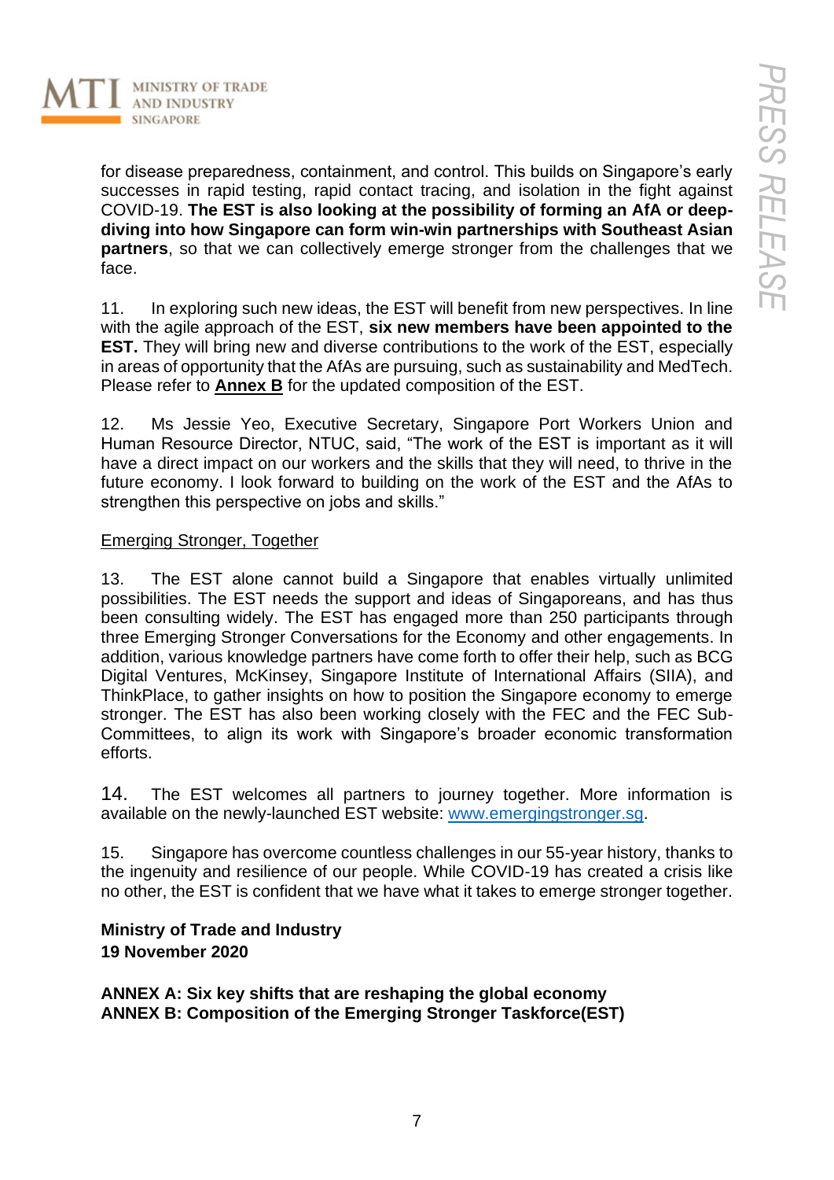for disease preparedness, containment, and control. This builds on Singapore's early successes in rapid testing, rapid contact tracing, and isolation in the fight against COVID-19. **The EST is also looking at the possibility of forming an AfA or deep-diving into how Singapore can form win-win partnerships with Southeast Asian partners**, so that we can collectively emerge stronger from the challenges that we face.

11. In exploring such new ideas, the EST will benefit from new perspectives. In line with the agile approach of the EST, **six new members have been appointed to the EST.** They will bring new and diverse contributions to the work of the EST, especially in areas of opportunity that the AfAs are pursuing, such as sustainability and MedTech. Please refer to **Annex B** for the updated composition of the EST.

12. Ms Jessie Yeo, Executive Secretary, Singapore Port Workers Union and Human Resource Director, NTUC, said, "The work of the EST is important as it will have a direct impact on our workers and the skills that they will need, to thrive in the future economy. I look forward to building on the work of the EST and the AfAs to strengthen this perspective on jobs and skills."

Emerging Stronger, Together

13. The EST alone cannot build a Singapore that enables virtually unlimited possibilities. The EST needs the support and ideas of Singaporeans, and has thus been consulting widely. The EST has engaged more than 250 participants through three Emerging Stronger Conversations for the Economy and other engagements. In addition, various knowledge partners have come forth to offer their help, such as BCG Digital Ventures, McKinsey, Singapore Institute of International Affairs (SIIA), and ThinkPlace, to gather insights on how to position the Singapore economy to emerge stronger. The EST has also been working closely with the FEC and the FEC Sub-Committees, to align its work with Singapore's broader economic transformation efforts.

14. The EST welcomes all partners to journey together. More information is available on the newly-launched EST website: www.emergingstronger.sg.

15. Singapore has overcome countless challenges in our 55-year history, thanks to the ingenuity and resilience of our people. While COVID-19 has created a crisis like no other, the EST is confident that we have what it takes to emerge stronger together.

**Ministry of Trade and Industry**
**19 November 2020**

**ANNEX A: Six key shifts that are reshaping the global economy**
**ANNEX B: Composition of the Emerging Stronger Taskforce(EST)**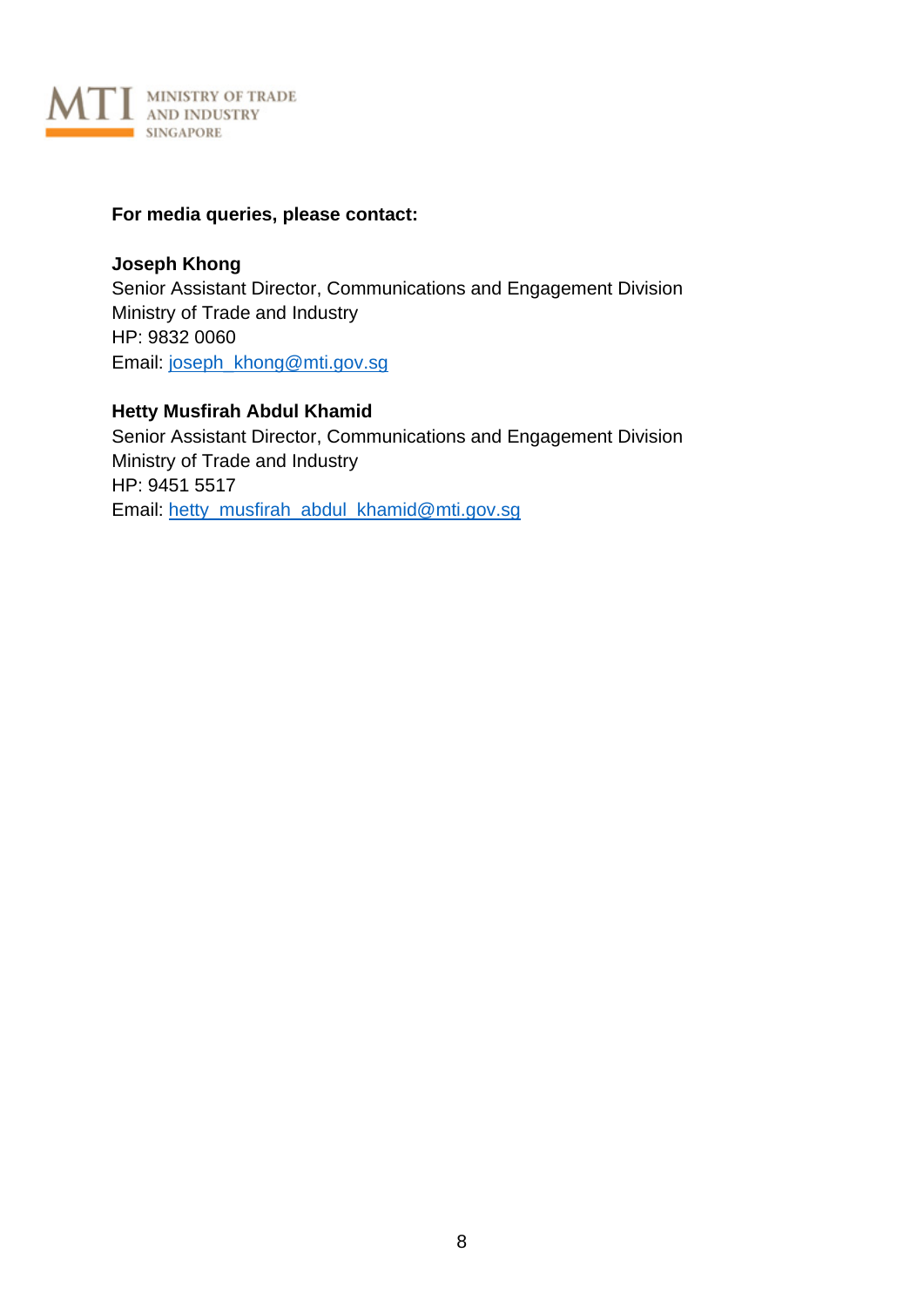**For media queries, please contact:**

**Joseph Khong**
Senior Assistant Director, Communications and Engagement Division
Ministry of Trade and Industry
HP: 9832 0060
Email: joseph_khong@mti.gov.sg

**Hetty Musfirah Abdul Khamid**
Senior Assistant Director, Communications and Engagement Division
Ministry of Trade and Industry
HP: 9451 5517
Email: hetty_musfirah_abdul_khamid@mti.gov.sg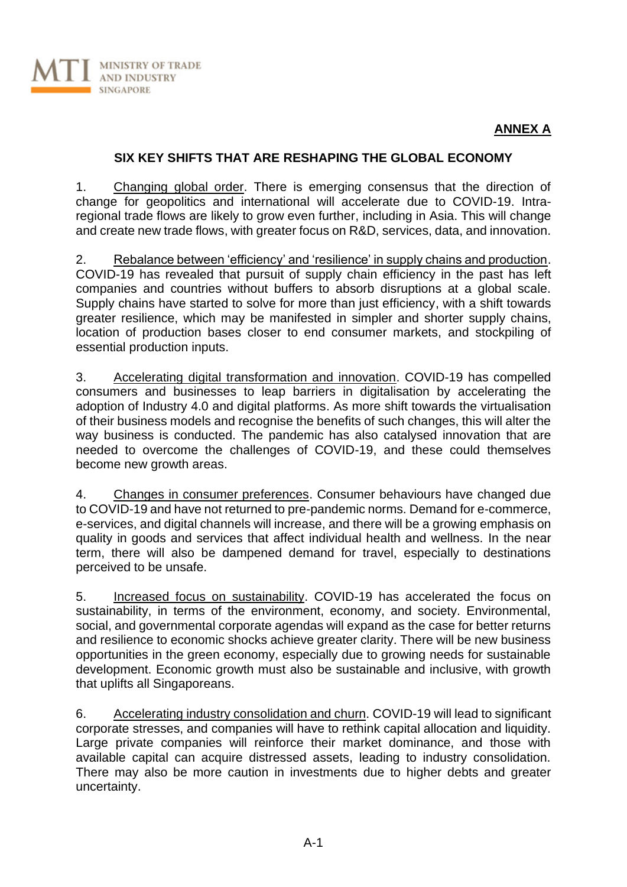**ANNEX A**

## SIX KEY SHIFTS THAT ARE RESHAPING THE GLOBAL ECONOMY

1. Changing global order. There is emerging consensus that the direction of change for geopolitics and international will accelerate due to COVID-19. Intra-regional trade flows are likely to grow even further, including in Asia. This will change and create new trade flows, with greater focus on R&D, services, data, and innovation.

2. Rebalance between 'efficiency' and 'resilience' in supply chains and production. COVID-19 has revealed that pursuit of supply chain efficiency in the past has left companies and countries without buffers to absorb disruptions at a global scale. Supply chains have started to solve for more than just efficiency, with a shift towards greater resilience, which may be manifested in simpler and shorter supply chains, location of production bases closer to end consumer markets, and stockpiling of essential production inputs.

3. Accelerating digital transformation and innovation. COVID-19 has compelled consumers and businesses to leap barriers in digitalisation by accelerating the adoption of Industry 4.0 and digital platforms. As more shift towards the virtualisation of their business models and recognise the benefits of such changes, this will alter the way business is conducted. The pandemic has also catalysed innovation that are needed to overcome the challenges of COVID-19, and these could themselves become new growth areas.

4. Changes in consumer preferences. Consumer behaviours have changed due to COVID-19 and have not returned to pre-pandemic norms. Demand for e-commerce, e-services, and digital channels will increase, and there will be a growing emphasis on quality in goods and services that affect individual health and wellness. In the near term, there will also be dampened demand for travel, especially to destinations perceived to be unsafe.

5. Increased focus on sustainability. COVID-19 has accelerated the focus on sustainability, in terms of the environment, economy, and society. Environmental, social, and governmental corporate agendas will expand as the case for better returns and resilience to economic shocks achieve greater clarity. There will be new business opportunities in the green economy, especially due to growing needs for sustainable development. Economic growth must also be sustainable and inclusive, with growth that uplifts all Singaporeans.

6. Accelerating industry consolidation and churn. COVID-19 will lead to significant corporate stresses, and companies will have to rethink capital allocation and liquidity. Large private companies will reinforce their market dominance, and those with available capital can acquire distressed assets, leading to industry consolidation. There may also be more caution in investments due to higher debts and greater uncertainty.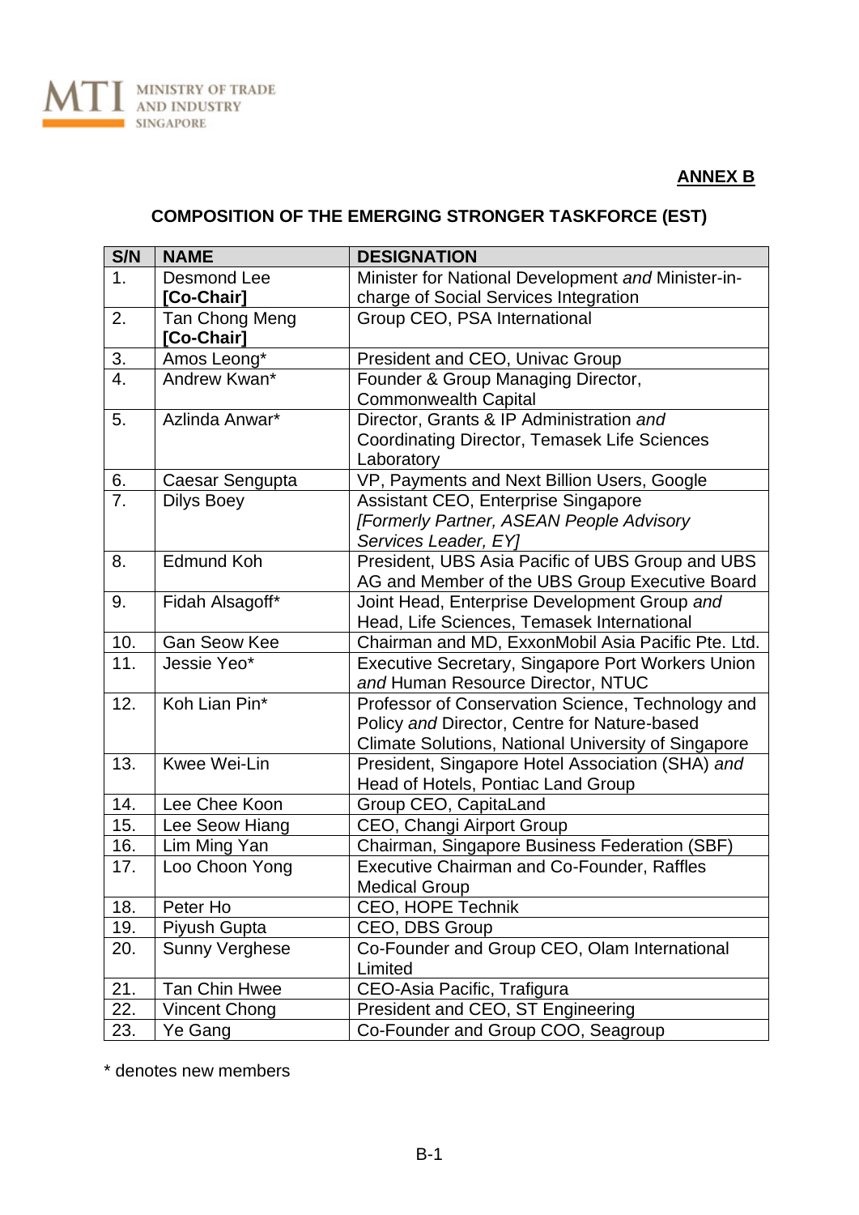**ANNEX B**

## COMPOSITION OF THE EMERGING STRONGER TASKFORCE (EST)

| S/N | NAME | DESIGNATION |
|---|---|---|
| 1. | Desmond Lee **[Co-Chair]** | Minister for National Development *and* Minister-in-charge of Social Services Integration |
| 2. | Tan Chong Meng **[Co-Chair]** | Group CEO, PSA International |
| 3. | Amos Leong* | President and CEO, Univac Group |
| 4. | Andrew Kwan* | Founder & Group Managing Director, Commonwealth Capital |
| 5. | Azlinda Anwar* | Director, Grants & IP Administration *and* Coordinating Director, Temasek Life Sciences Laboratory |
| 6. | Caesar Sengupta | VP, Payments and Next Billion Users, Google |
| 7. | Dilys Boey | Assistant CEO, Enterprise Singapore *[Formerly Partner, ASEAN People Advisory Services Leader, EY]* |
| 8. | Edmund Koh | President, UBS Asia Pacific of UBS Group and UBS AG and Member of the UBS Group Executive Board |
| 9. | Fidah Alsagoff* | Joint Head, Enterprise Development Group *and* Head, Life Sciences, Temasek International |
| 10. | Gan Seow Kee | Chairman and MD, ExxonMobil Asia Pacific Pte. Ltd. |
| 11. | Jessie Yeo* | Executive Secretary, Singapore Port Workers Union *and* Human Resource Director, NTUC |
| 12. | Koh Lian Pin* | Professor of Conservation Science, Technology and Policy *and* Director, Centre for Nature-based Climate Solutions, National University of Singapore |
| 13. | Kwee Wei-Lin | President, Singapore Hotel Association (SHA) *and* Head of Hotels, Pontiac Land Group |
| 14. | Lee Chee Koon | Group CEO, CapitaLand |
| 15. | Lee Seow Hiang | CEO, Changi Airport Group |
| 16. | Lim Ming Yan | Chairman, Singapore Business Federation (SBF) |
| 17. | Loo Choon Yong | Executive Chairman and Co-Founder, Raffles Medical Group |
| 18. | Peter Ho | CEO, HOPE Technik |
| 19. | Piyush Gupta | CEO, DBS Group |
| 20. | Sunny Verghese | Co-Founder and Group CEO, Olam International Limited |
| 21. | Tan Chin Hwee | CEO-Asia Pacific, Trafigura |
| 22. | Vincent Chong | President and CEO, ST Engineering |
| 23. | Ye Gang | Co-Founder and Group COO, Seagroup |

\* denotes new members